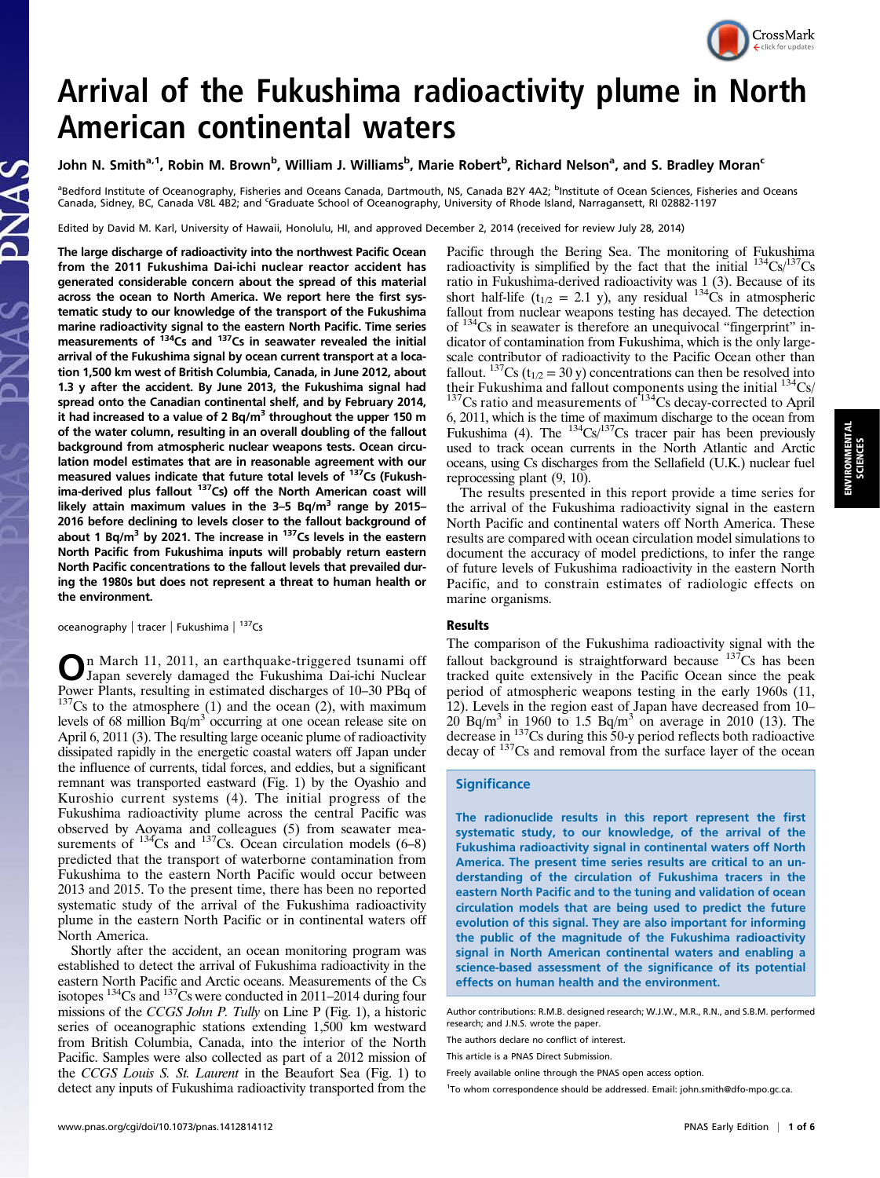# Arrival of the Fukushima radioactivity plume in North American continental waters

John N. Smith[a,1], Robin M. Brown[b], William J. Williams[b], Marie Robert[b], Richard Nelson[a], and S. Bradley Moran[c]

[a]Bedford Institute of Oceanography, Fisheries and Oceans Canada, Dartmouth, NS, Canada B2Y 4A2; [b]Institute of Ocean Sciences, Fisheries and Oceans Canada, Sidney, BC, Canada V8L 4B2; and [c]Graduate School of Oceanography, University of Rhode Island, Narragansett, RI 02882-1197

Edited by David M. Karl, University of Hawaii, Honolulu, HI, and approved December 2, 2014 (received for review July 28, 2014)

**The large discharge of radioactivity into the northwest Pacific Ocean from the 2011 Fukushima Dai-ichi nuclear reactor accident has generated considerable concern about the spread of this material across the ocean to North America. We report here the first systematic study to our knowledge of the transport of the Fukushima marine radioactivity signal to the eastern North Pacific. Time series measurements of $^{134}$Cs and $^{137}$Cs in seawater revealed the initial arrival of the Fukushima signal by ocean current transport at a location 1,500 km west of British Columbia, Canada, in June 2012, about 1.3 y after the accident. By June 2013, the Fukushima signal had spread onto the Canadian continental shelf, and by February 2014, it had increased to a value of 2 Bq/m$^3$ throughout the upper 150 m of the water column, resulting in an overall doubling of the fallout background from atmospheric nuclear weapons tests. Ocean circulation model estimates that are in reasonable agreement with our measured values indicate that future total levels of $^{137}$Cs (Fukushima-derived plus fallout $^{137}$Cs) off the North American coast will likely attain maximum values in the 3–5 Bq/m$^3$ range by 2015–2016 before declining to levels closer to the fallout background of about 1 Bq/m$^3$ by 2021. The increase in $^{137}$Cs levels in the eastern North Pacific from Fukushima inputs will probably return eastern North Pacific concentrations to the fallout levels that prevailed during the 1980s but does not represent a threat to human health or the environment.**

oceanography | tracer | Fukushima | $^{137}$Cs

On March 11, 2011, an earthquake-triggered tsunami off Japan severely damaged the Fukushima Dai-ichi Nuclear Power Plants, resulting in estimated discharges of 10–30 PBq of $^{137}$Cs to the atmosphere (1) and the ocean (2), with maximum levels of 68 million Bq/m$^3$ occurring at one ocean release site on April 6, 2011 (3). The resulting large oceanic plume of radioactivity dissipated rapidly in the energetic coastal waters off Japan under the influence of currents, tidal forces, and eddies, but a significant remnant was transported eastward (Fig. 1) by the Oyashio and Kuroshio current systems (4). The initial progress of the Fukushima radioactivity plume across the central Pacific was observed by Aoyama and colleagues (5) from seawater measurements of $^{134}$Cs and $^{137}$Cs. Ocean circulation models (6–8) predicted that the transport of waterborne contamination from Fukushima to the eastern North Pacific would occur between 2013 and 2015. To the present time, there has been no reported systematic study of the arrival of the Fukushima radioactivity plume in the eastern North Pacific or in continental waters off North America.

Shortly after the accident, an ocean monitoring program was established to detect the arrival of Fukushima radioactivity in the eastern North Pacific and Arctic oceans. Measurements of the Cs isotopes $^{134}$Cs and $^{137}$Cs were conducted in 2011–2014 during four missions of the *CCGS John P. Tully* on Line P (Fig. 1), a historic series of oceanographic stations extending 1,500 km westward from British Columbia, Canada, into the interior of the North Pacific. Samples were also collected as part of a 2012 mission of the *CCGS Louis S. St. Laurent* in the Beaufort Sea (Fig. 1) to detect any inputs of Fukushima radioactivity transported from the Pacific through the Bering Sea. The monitoring of Fukushima radioactivity is simplified by the fact that the initial $^{134}$Cs/$^{137}$Cs ratio in Fukushima-derived radioactivity was 1 (3). Because of its short half-life ($t_{1/2}$ = 2.1 y), any residual $^{134}$Cs in atmospheric fallout from nuclear weapons testing has decayed. The detection of $^{134}$Cs in seawater is therefore an unequivocal "fingerprint" indicator of contamination from Fukushima, which is the only large-scale contributor of radioactivity to the Pacific Ocean other than fallout. $^{137}$Cs ($t_{1/2}$ = 30 y) concentrations can then be resolved into their Fukushima and fallout components using the initial $^{134}$Cs/$^{137}$Cs ratio and measurements of $^{134}$Cs decay-corrected to April 6, 2011, which is the time of maximum discharge to the ocean from Fukushima (4). The $^{134}$Cs/$^{137}$Cs tracer pair has been previously used to track ocean currents in the North Atlantic and Arctic oceans, using Cs discharges from the Sellafield (U.K.) nuclear fuel reprocessing plant (9, 10).

The results presented in this report provide a time series for the arrival of the Fukushima radioactivity signal in the eastern North Pacific and continental waters off North America. These results are compared with ocean circulation model simulations to document the accuracy of model predictions, to infer the range of future levels of Fukushima radioactivity in the eastern North Pacific, and to constrain estimates of radiologic effects on marine organisms.

## Results

The comparison of the Fukushima radioactivity signal with the fallout background is straightforward because $^{137}$Cs has been tracked quite extensively in the Pacific Ocean since the peak period of atmospheric weapons testing in the early 1960s (11, 12). Levels in the region east of Japan have decreased from 10–20 Bq/m$^3$ in 1960 to 1.5 Bq/m$^3$ on average in 2010 (13). The decrease in $^{137}$Cs during this 50-y period reflects both radioactive decay of $^{137}$Cs and removal from the surface layer of the ocean

### Significance

The radionuclide results in this report represent the first systematic study, to our knowledge, of the arrival of the Fukushima radioactivity signal in continental waters off North America. The present time series results are critical to an understanding of the circulation of Fukushima tracers in the eastern North Pacific and to the tuning and validation of ocean circulation models that are being used to predict the future evolution of this signal. They are also important for informing the public of the magnitude of the Fukushima radioactivity signal in North American continental waters and enabling a science-based assessment of the significance of its potential effects on human health and the environment.

Author contributions: R.M.B. designed research; W.J.W., M.R., R.N., and S.B.M. performed research; and J.N.S. wrote the paper.

The authors declare no conflict of interest.

This article is a PNAS Direct Submission.

Freely available online through the PNAS open access option.

[1]To whom correspondence should be addressed. Email: john.smith@dfo-mpo.gc.ca.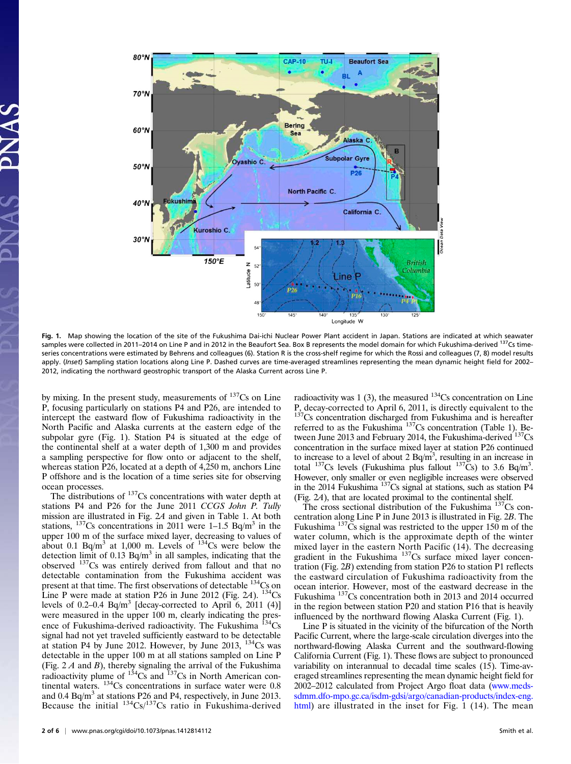**Fig. 1.** Map showing the location of the site of the Fukushima Dai-ichi Nuclear Power Plant accident in Japan. Stations are indicated at which seawater samples were collected in 2011–2014 on Line P and in 2012 in the Beaufort Sea. Box B represents the model domain for which Fukushima-derived $^{137}$Cs time-series concentrations were estimated by Behrens and colleagues (6). Station R is the cross-shelf regime for which the Rossi and colleagues (7, 8) model results apply. (*Inset*) Sampling station locations along Line P. Dashed curves are time-averaged streamlines representing the mean dynamic height field for 2002–2012, indicating the northward geostrophic transport of the Alaska Current across Line P.

by mixing. In the present study, measurements of $^{137}$Cs on Line P, focusing particularly on stations P4 and P26, are intended to intercept the eastward flow of Fukushima radioactivity in the North Pacific and Alaska currents at the eastern edge of the subpolar gyre (Fig. 1). Station P4 is situated at the edge of the continental shelf at a water depth of 1,300 m and provides a sampling perspective for flow onto or adjacent to the shelf, whereas station P26, located at a depth of 4,250 m, anchors Line P offshore and is the location of a time series site for observing ocean processes.

The distributions of $^{137}$Cs concentrations with water depth at stations P4 and P26 for the June 2011 *CCGS John P. Tully* mission are illustrated in Fig. 2*A* and given in Table 1. At both stations, $^{137}$Cs concentrations in 2011 were 1–1.5 Bq/m$^3$ in the upper 100 m of the surface mixed layer, decreasing to values of about 0.1 Bq/m$^3$ at 1,000 m. Levels of $^{134}$Cs were below the detection limit of 0.13 Bq/m$^3$ in all samples, indicating that the observed $^{137}$Cs was entirely derived from fallout and that no detectable contamination from the Fukushima accident was present at that time. The first observations of detectable $^{134}$Cs on Line P were made at station P26 in June 2012 (Fig. 2*A*). $^{134}$Cs levels of 0.2–0.4 Bq/m$^3$ [decay-corrected to April 6, 2011 (4)] were measured in the upper 100 m, clearly indicating the presence of Fukushima-derived radioactivity. The Fukushima $^{134}$Cs signal had not yet traveled sufficiently eastward to be detectable at station P4 by June 2012. However, by June 2013, $^{134}$Cs was detectable in the upper 100 m at all stations sampled on Line P (Fig. 2 *A* and *B*), thereby signaling the arrival of the Fukushima radioactivity plume of $^{134}$Cs and $^{137}$Cs in North American continental waters. $^{134}$Cs concentrations in surface water were 0.8 and 0.4 Bq/m$^3$ at stations P26 and P4, respectively, in June 2013. Because the initial $^{134}$Cs/$^{137}$Cs ratio in Fukushima-derived radioactivity was 1 (3), the measured $^{134}$Cs concentration on Line P, decay-corrected to April 6, 2011, is directly equivalent to the $^{137}$Cs concentration discharged from Fukushima and is hereafter referred to as the Fukushima $^{137}$Cs concentration (Table 1). Between June 2013 and February 2014, the Fukushima-derived $^{137}$Cs concentration in the surface mixed layer at station P26 continued to increase to a level of about 2 Bq/m$^3$, resulting in an increase in total $^{137}$Cs levels (Fukushima plus fallout $^{137}$Cs) to 3.6 Bq/m$^3$. However, only smaller or even negligible increases were observed in the 2014 Fukushima $^{137}$Cs signal at stations, such as station P4 (Fig. 2*A*), that are located proximal to the continental shelf.

The cross sectional distribution of the Fukushima $^{137}$Cs concentration along Line P in June 2013 is illustrated in Fig. 2*B*. The Fukushima $^{137}$Cs signal was restricted to the upper 150 m of the water column, which is the approximate depth of the winter mixed layer in the eastern North Pacific (14). The decreasing gradient in the Fukushima $^{137}$Cs surface mixed layer concentration (Fig. 2*B*) extending from station P26 to station P1 reflects the eastward circulation of Fukushima radioactivity from the ocean interior. However, most of the eastward decrease in the Fukushima $^{137}$Cs concentration both in 2013 and 2014 occurred in the region between station P20 and station P16 that is heavily influenced by the northward flowing Alaska Current (Fig. 1).

Line P is situated in the vicinity of the bifurcation of the North Pacific Current, where the large-scale circulation diverges into the northward-flowing Alaska Current and the southward-flowing California Current (Fig. 1). These flows are subject to pronounced variability on interannual to decadal time scales (15). Time-averaged streamlines representing the mean dynamic height field for 2002–2012 calculated from Project Argo float data (www.meds-sdmm.dfo-mpo.gc.ca/isdm-gdsi/argo/canadian-products/index-eng.html) are illustrated in the inset for Fig. 1 (14). The mean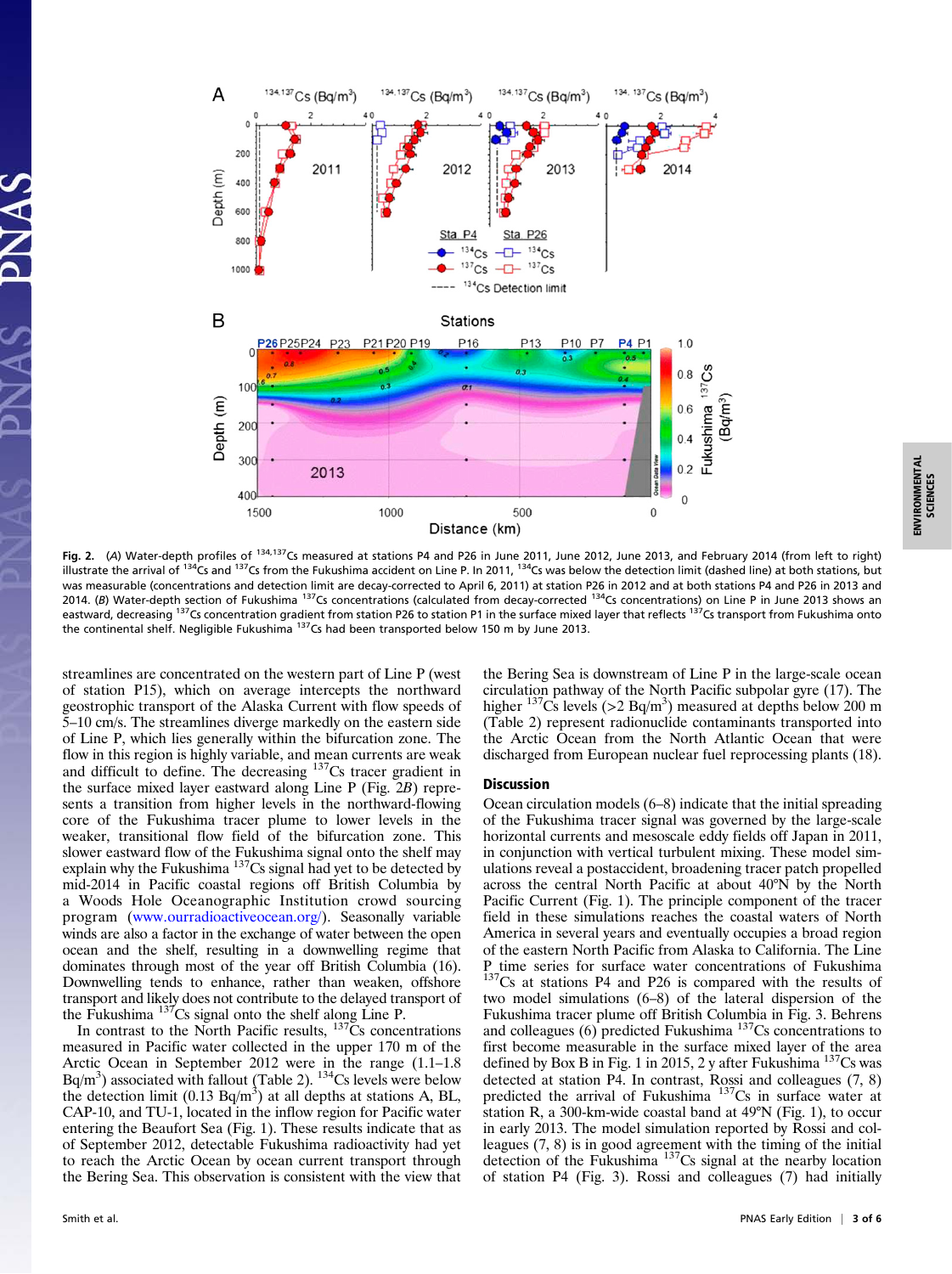**Fig. 2.** (*A*) Water-depth profiles of $^{134,137}$Cs measured at stations P4 and P26 in June 2011, June 2012, June 2013, and February 2014 (from left to right) illustrate the arrival of $^{134}$Cs and $^{137}$Cs from the Fukushima accident on Line P. In 2011, $^{134}$Cs was below the detection limit (dashed line) at both stations, but was measurable (concentrations and detection limit are decay-corrected to April 6, 2011) at station P26 in 2012 and at both stations P4 and P26 in 2013 and 2014. (*B*) Water-depth section of Fukushima $^{137}$Cs concentrations (calculated from decay-corrected $^{134}$Cs concentrations) on Line P in June 2013 shows an eastward, decreasing $^{137}$Cs concentration gradient from station P26 to station P1 in the surface mixed layer that reflects $^{137}$Cs transport from Fukushima onto the continental shelf. Negligible Fukushima $^{137}$Cs had been transported below 150 m by June 2013.

streamlines are concentrated on the western part of Line P (west of station P15), which on average intercepts the northward geostrophic transport of the Alaska Current with flow speeds of 5–10 cm/s. The streamlines diverge markedly on the eastern side of Line P, which lies generally within the bifurcation zone. The flow in this region is highly variable, and mean currents are weak and difficult to define. The decreasing $^{137}$Cs tracer gradient in the surface mixed layer eastward along Line P (Fig. 2*B*) represents a transition from higher levels in the northward-flowing core of the Fukushima tracer plume to lower levels in the weaker, transitional flow field of the bifurcation zone. This slower eastward flow of the Fukushima signal onto the shelf may explain why the Fukushima $^{137}$Cs signal had yet to be detected by mid-2014 in Pacific coastal regions off British Columbia by a Woods Hole Oceanographic Institution crowd sourcing program (www.ourradioactiveocean.org/). Seasonally variable winds are also a factor in the exchange of water between the open ocean and the shelf, resulting in a downwelling regime that dominates through most of the year off British Columbia (16). Downwelling tends to enhance, rather than weaken, offshore transport and likely does not contribute to the delayed transport of the Fukushima $^{137}$Cs signal onto the shelf along Line P.

In contrast to the North Pacific results, $^{137}$Cs concentrations measured in Pacific water collected in the upper 170 m of the Arctic Ocean in September 2012 were in the range (1.1–1.8 Bq/m$^3$) associated with fallout (Table 2). $^{134}$Cs levels were below the detection limit (0.13 Bq/m$^3$) at all depths at stations A, BL, CAP-10, and TU-1, located in the inflow region for Pacific water entering the Beaufort Sea (Fig. 1). These results indicate that as of September 2012, detectable Fukushima radioactivity had yet to reach the Arctic Ocean by ocean current transport through the Bering Sea. This observation is consistent with the view that the Bering Sea is downstream of Line P in the large-scale ocean circulation pathway of the North Pacific subpolar gyre (17). The higher $^{137}$Cs levels (>2 Bq/m$^3$) measured at depths below 200 m (Table 2) represent radionuclide contaminants transported into the Arctic Ocean from the North Atlantic Ocean that were discharged from European nuclear fuel reprocessing plants (18).

## Discussion

Ocean circulation models (6–8) indicate that the initial spreading of the Fukushima tracer signal was governed by the large-scale horizontal currents and mesoscale eddy fields off Japan in 2011, in conjunction with vertical turbulent mixing. These model simulations reveal a postaccident, broadening tracer patch propelled across the central North Pacific at about 40°N by the North Pacific Current (Fig. 1). The principle component of the tracer field in these simulations reaches the coastal waters of North America in several years and eventually occupies a broad region of the eastern North Pacific from Alaska to California. The Line P time series for surface water concentrations of Fukushima $^{137}$Cs at stations P4 and P26 is compared with the results of two model simulations (6–8) of the lateral dispersion of the Fukushima tracer plume off British Columbia in Fig. 3. Behrens and colleagues (6) predicted Fukushima $^{137}$Cs concentrations to first become measurable in the surface mixed layer of the area defined by Box B in Fig. 1 in 2015, 2 y after Fukushima $^{137}$Cs was detected at station P4. In contrast, Rossi and colleagues (7, 8) predicted the arrival of Fukushima $^{137}$Cs in surface water at station R, a 300-km-wide coastal band at 49°N (Fig. 1), to occur in early 2013. The model simulation reported by Rossi and colleagues (7, 8) is in good agreement with the timing of the initial detection of the Fukushima $^{137}$Cs signal at the nearby location of station P4 (Fig. 3). Rossi and colleagues (7) had initially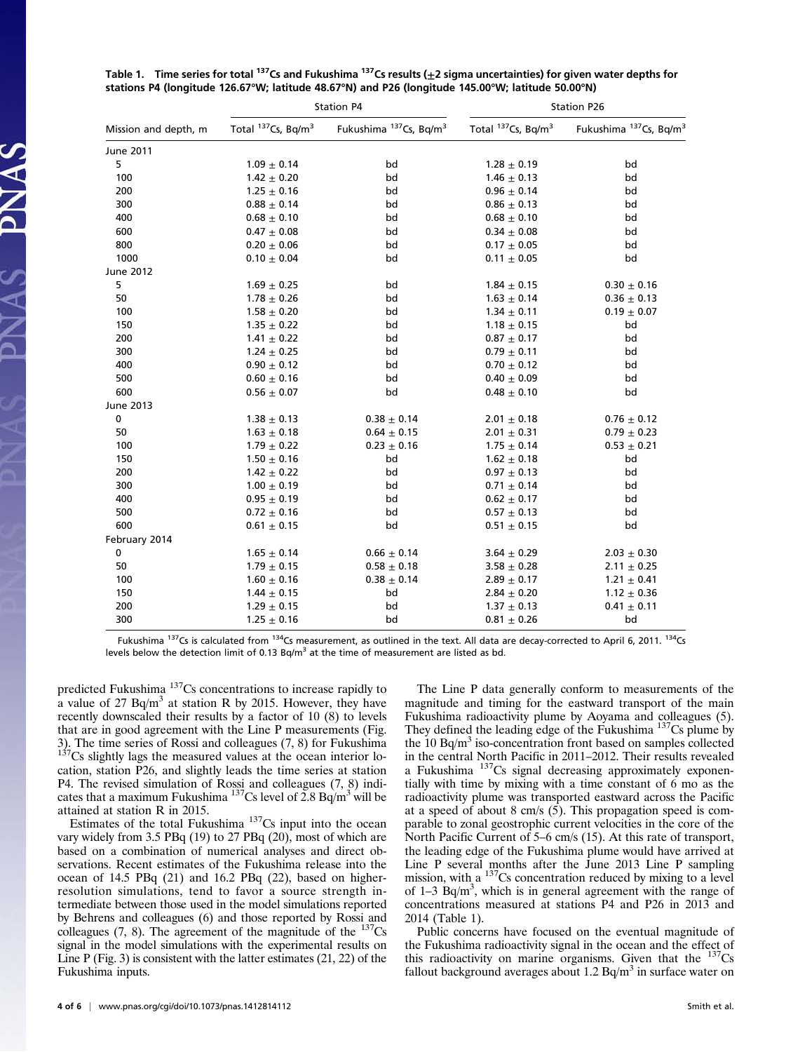**Table 1. Time series for total $^{137}$Cs and Fukushima $^{137}$Cs results (±2 sigma uncertainties) for given water depths for stations P4 (longitude 126.67°W; latitude 48.67°N) and P26 (longitude 145.00°W; latitude 50.00°N)**

| Mission and depth, m | Station P4 | | Station P26 | |
|---|---|---|---|---|
| | Total $^{137}$Cs, Bq/m$^3$ | Fukushima $^{137}$Cs, Bq/m$^3$ | Total $^{137}$Cs, Bq/m$^3$ | Fukushima $^{137}$Cs, Bq/m$^3$ |
| June 2011 | | | | |
| 5 | 1.09 ± 0.14 | bd | 1.28 ± 0.19 | bd |
| 100 | 1.42 ± 0.20 | bd | 1.46 ± 0.13 | bd |
| 200 | 1.25 ± 0.16 | bd | 0.96 ± 0.14 | bd |
| 300 | 0.88 ± 0.14 | bd | 0.86 ± 0.13 | bd |
| 400 | 0.68 ± 0.10 | bd | 0.68 ± 0.10 | bd |
| 600 | 0.47 ± 0.08 | bd | 0.34 ± 0.08 | bd |
| 800 | 0.20 ± 0.06 | bd | 0.17 ± 0.05 | bd |
| 1000 | 0.10 ± 0.04 | bd | 0.11 ± 0.05 | bd |
| June 2012 | | | | |
| 5 | 1.69 ± 0.25 | bd | 1.84 ± 0.15 | 0.30 ± 0.16 |
| 50 | 1.78 ± 0.26 | bd | 1.63 ± 0.14 | 0.36 ± 0.13 |
| 100 | 1.58 ± 0.20 | bd | 1.34 ± 0.11 | 0.19 ± 0.07 |
| 150 | 1.35 ± 0.22 | bd | 1.18 ± 0.15 | bd |
| 200 | 1.41 ± 0.22 | bd | 0.87 ± 0.17 | bd |
| 300 | 1.24 ± 0.25 | bd | 0.79 ± 0.11 | bd |
| 400 | 0.90 ± 0.12 | bd | 0.70 ± 0.12 | bd |
| 500 | 0.60 ± 0.16 | bd | 0.40 ± 0.09 | bd |
| 600 | 0.56 ± 0.07 | bd | 0.48 ± 0.10 | bd |
| June 2013 | | | | |
| 0 | 1.38 ± 0.13 | 0.38 ± 0.14 | 2.01 ± 0.18 | 0.76 ± 0.12 |
| 50 | 1.63 ± 0.18 | 0.64 ± 0.15 | 2.01 ± 0.31 | 0.79 ± 0.23 |
| 100 | 1.79 ± 0.22 | 0.23 ± 0.16 | 1.75 ± 0.14 | 0.53 ± 0.21 |
| 150 | 1.50 ± 0.16 | bd | 1.62 ± 0.18 | bd |
| 200 | 1.42 ± 0.22 | bd | 0.97 ± 0.13 | bd |
| 300 | 1.00 ± 0.19 | bd | 0.71 ± 0.14 | bd |
| 400 | 0.95 ± 0.19 | bd | 0.62 ± 0.17 | bd |
| 500 | 0.72 ± 0.16 | bd | 0.57 ± 0.13 | bd |
| 600 | 0.61 ± 0.15 | bd | 0.51 ± 0.15 | bd |
| February 2014 | | | | |
| 0 | 1.65 ± 0.14 | 0.66 ± 0.14 | 3.64 ± 0.29 | 2.03 ± 0.30 |
| 50 | 1.79 ± 0.15 | 0.58 ± 0.18 | 3.58 ± 0.28 | 2.11 ± 0.25 |
| 100 | 1.60 ± 0.16 | 0.38 ± 0.14 | 2.89 ± 0.17 | 1.21 ± 0.41 |
| 150 | 1.44 ± 0.15 | bd | 2.84 ± 0.20 | 1.12 ± 0.36 |
| 200 | 1.29 ± 0.15 | bd | 1.37 ± 0.13 | 0.41 ± 0.11 |
| 300 | 1.25 ± 0.16 | bd | 0.81 ± 0.26 | bd |

Fukushima $^{137}$Cs is calculated from $^{134}$Cs measurement, as outlined in the text. All data are decay-corrected to April 6, 2011. $^{134}$Cs levels below the detection limit of 0.13 Bq/m$^3$ at the time of measurement are listed as bd.

predicted Fukushima $^{137}$Cs concentrations to increase rapidly to a value of 27 Bq/m$^3$ at station R by 2015. However, they have recently downscaled their results by a factor of 10 (8) to levels that are in good agreement with the Line P measurements (Fig. 3). The time series of Rossi and colleagues (7, 8) for Fukushima $^{137}$Cs slightly lags the measured values at the ocean interior location, station P26, and slightly leads the time series at station P4. The revised simulation of Rossi and colleagues (7, 8) indicates that a maximum Fukushima $^{137}$Cs level of 2.8 Bq/m$^3$ will be attained at station R in 2015.

Estimates of the total Fukushima $^{137}$Cs input into the ocean vary widely from 3.5 PBq (19) to 27 PBq (20), most of which are based on a combination of numerical analyses and direct observations. Recent estimates of the Fukushima release into the ocean of 14.5 PBq (21) and 16.2 PBq (22), based on higher-resolution simulations, tend to favor a source strength intermediate between those used in the model simulations reported by Behrens and colleagues (6) and those reported by Rossi and colleagues (7, 8). The agreement of the magnitude of the $^{137}$Cs signal in the model simulations with the experimental results on Line P (Fig. 3) is consistent with the latter estimates (21, 22) of the Fukushima inputs.

The Line P data generally conform to measurements of the magnitude and timing for the eastward transport of the main Fukushima radioactivity plume by Aoyama and colleagues (5). They defined the leading edge of the Fukushima $^{137}$Cs plume by the 10 Bq/m$^3$ iso-concentration front based on samples collected in the central North Pacific in 2011–2012. Their results revealed a Fukushima $^{137}$Cs signal decreasing approximately exponentially with time by mixing with a time constant of 6 mo as the radioactivity plume was transported eastward across the Pacific at a speed of about 8 cm/s (5). This propagation speed is comparable to zonal geostrophic current velocities in the core of the North Pacific Current of 5–6 cm/s (15). At this rate of transport, the leading edge of the Fukushima plume would have arrived at Line P several months after the June 2013 Line P sampling mission, with a $^{137}$Cs concentration reduced by mixing to a level of 1–3 Bq/m$^3$, which is in general agreement with the range of concentrations measured at stations P4 and P26 in 2013 and 2014 (Table 1).

Public concerns have focused on the eventual magnitude of the Fukushima radioactivity signal in the ocean and the effect of this radioactivity on marine organisms. Given that the $^{137}$Cs fallout background averages about 1.2 Bq/m$^3$ in surface water on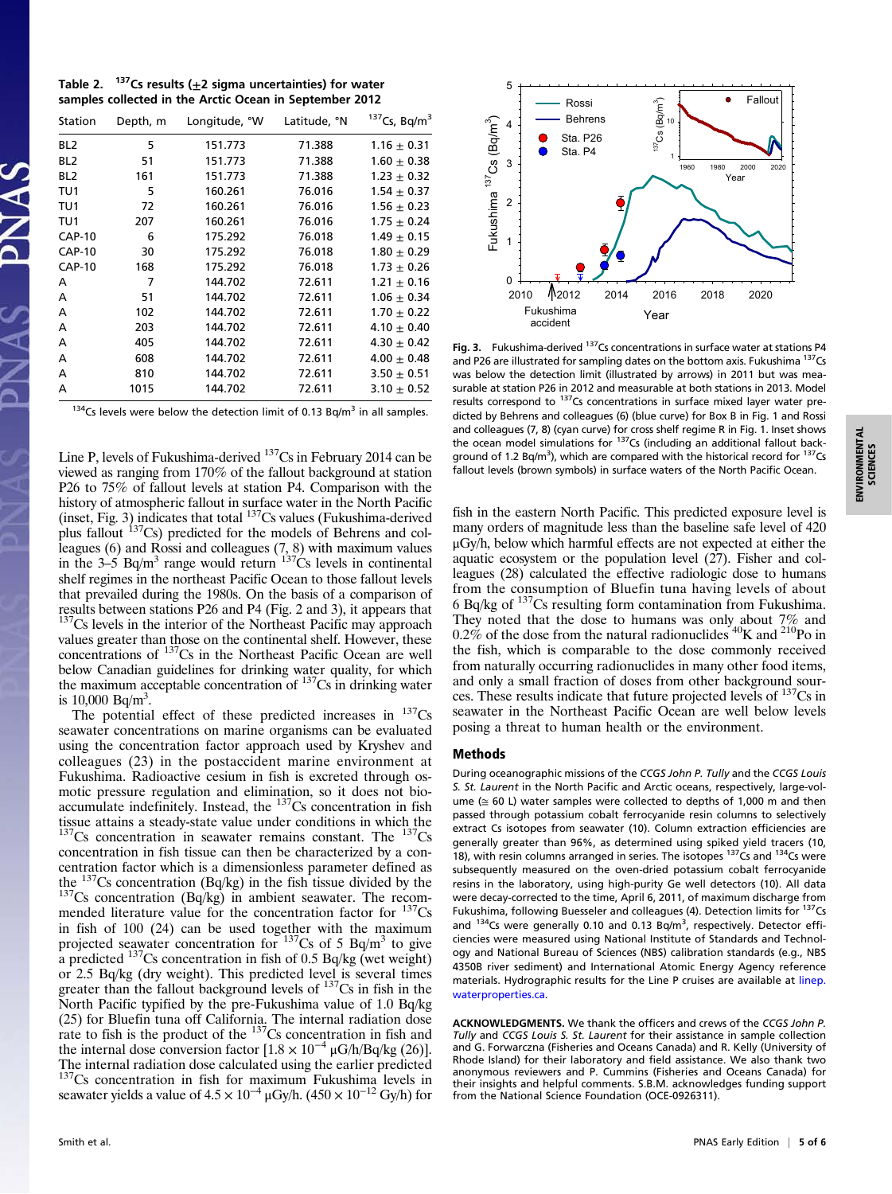**Table 2.** $^{137}$Cs results (±2 sigma uncertainties) for water samples collected in the Arctic Ocean in September 2012

| Station | Depth, m | Longitude, °W | Latitude, °N | $^{137}$Cs, Bq/m$^3$ |
|---|---|---|---|---|
| BL2 | 5 | 151.773 | 71.388 | 1.16 ± 0.31 |
| BL2 | 51 | 151.773 | 71.388 | 1.60 ± 0.38 |
| BL2 | 161 | 151.773 | 71.388 | 1.23 ± 0.32 |
| TU1 | 5 | 160.261 | 76.016 | 1.54 ± 0.37 |
| TU1 | 72 | 160.261 | 76.016 | 1.56 ± 0.23 |
| TU1 | 207 | 160.261 | 76.016 | 1.75 ± 0.24 |
| CAP-10 | 6 | 175.292 | 76.018 | 1.49 ± 0.15 |
| CAP-10 | 30 | 175.292 | 76.018 | 1.80 ± 0.29 |
| CAP-10 | 168 | 175.292 | 76.018 | 1.73 ± 0.26 |
| A | 7 | 144.702 | 72.611 | 1.21 ± 0.16 |
| A | 51 | 144.702 | 72.611 | 1.06 ± 0.34 |
| A | 102 | 144.702 | 72.611 | 1.70 ± 0.22 |
| A | 203 | 144.702 | 72.611 | 4.10 ± 0.40 |
| A | 405 | 144.702 | 72.611 | 4.30 ± 0.42 |
| A | 608 | 144.702 | 72.611 | 4.00 ± 0.48 |
| A | 810 | 144.702 | 72.611 | 3.50 ± 0.51 |
| A | 1015 | 144.702 | 72.611 | 3.10 ± 0.52 |

$^{134}$Cs levels were below the detection limit of 0.13 Bq/m$^3$ in all samples.

Line P, levels of Fukushima-derived $^{137}$Cs in February 2014 can be viewed as ranging from 170% of the fallout background at station P26 to 75% of fallout levels at station P4. Comparison with the history of atmospheric fallout in surface water in the North Pacific (inset, Fig. 3) indicates that total $^{137}$Cs values (Fukushima-derived plus fallout $^{137}$Cs) predicted for the models of Behrens and colleagues (6) and Rossi and colleagues (7, 8) with maximum values in the 3–5 Bq/m$^3$ range would return $^{137}$Cs levels in continental shelf regimes in the northeast Pacific Ocean to those fallout levels that prevailed during the 1980s. On the basis of a comparison of results between stations P26 and P4 (Fig. 2 and 3), it appears that $^{137}$Cs levels in the interior of the Northeast Pacific may approach values greater than those on the continental shelf. However, these concentrations of $^{137}$Cs in the Northeast Pacific Ocean are well below Canadian guidelines for drinking water quality, for which the maximum acceptable concentration of $^{137}$Cs in drinking water is 10,000 Bq/m$^3$.

The potential effect of these predicted increases in $^{137}$Cs seawater concentrations on marine organisms can be evaluated using the concentration factor approach used by Kryshev and colleagues (23) in the postaccident marine environment at Fukushima. Radioactive cesium in fish is excreted through osmotic pressure regulation and elimination, so it does not bioaccumulate indefinitely. Instead, the $^{137}$Cs concentration in fish tissue attains a steady-state value under conditions in which the $^{137}$Cs concentration in seawater remains constant. The $^{137}$Cs concentration in fish tissue can then be characterized by a concentration factor which is a dimensionless parameter defined as the $^{137}$Cs concentration (Bq/kg) in the fish tissue divided by the $^{137}$Cs concentration (Bq/kg) in ambient seawater. The recommended literature value for the concentration factor for $^{137}$Cs in fish of 100 (24) can be used together with the maximum projected seawater concentration for $^{137}$Cs of 5 Bq/m$^3$ to give a predicted $^{137}$Cs concentration in fish of 0.5 Bq/kg (wet weight) or 2.5 Bq/kg (dry weight). This predicted level is several times greater than the fallout background levels of $^{137}$Cs in fish in the North Pacific typified by the pre-Fukushima value of 1.0 Bq/kg (25) for Bluefin tuna off California. The internal radiation dose rate to fish is the product of the $^{137}$Cs concentration in fish and the internal dose conversion factor [$1.8 \times 10^{-4}$ μG/h/Bq/kg (26)]. The internal radiation dose calculated using the earlier predicted $^{137}$Cs concentration in fish for maximum Fukushima levels in seawater yields a value of $4.5 \times 10^{-4}$ μGy/h. ($450 \times 10^{-12}$ Gy/h) for fish in the eastern North Pacific. This predicted exposure level is many orders of magnitude less than the baseline safe level of 420 μGy/h, below which harmful effects are not expected at either the aquatic ecosystem or the population level (27). Fisher and colleagues (28) calculated the effective radiologic dose to humans from the consumption of Bluefin tuna having levels of about 6 Bq/kg of $^{137}$Cs resulting form contamination from Fukushima. They noted that the dose to humans was only about 7% and 0.2% of the dose from the natural radionuclides $^{40}$K and $^{210}$Po in the fish, which is comparable to the dose commonly received from naturally occurring radionuclides in many other food items, and only a small fraction of doses from other background sources. These results indicate that future projected levels of $^{137}$Cs in seawater in the Northeast Pacific Ocean are well below levels posing a threat to human health or the environment.

**Fig. 3.** Fukushima-derived $^{137}$Cs concentrations in surface water at stations P4 and P26 are illustrated for sampling dates on the bottom axis. Fukushima $^{137}$Cs was below the detection limit (illustrated by arrows) in 2011 but was measurable at station P26 in 2012 and measurable at both stations in 2013. Model results correspond to $^{137}$Cs concentrations in surface mixed layer water predicted by Behrens and colleagues (6) (blue curve) for Box B in Fig. 1 and Rossi and colleagues (7, 8) (cyan curve) for cross shelf regime R in Fig. 1. Inset shows the ocean model simulations for $^{137}$Cs (including an additional fallout background of 1.2 Bq/m$^3$), which are compared with the historical record for $^{137}$Cs fallout levels (brown symbols) in surface waters of the North Pacific Ocean.

## Methods

During oceanographic missions of the *CCGS John P. Tully* and the *CCGS Louis S. St. Laurent* in the North Pacific and Arctic oceans, respectively, large-volume (≅ 60 L) water samples were collected to depths of 1,000 m and then passed through potassium cobalt ferrocyanide resin columns to selectively extract Cs isotopes from seawater (10). Column extraction efficiencies are generally greater than 96%, as determined using spiked yield tracers (10, 18), with resin columns arranged in series. The isotopes $^{137}$Cs and $^{134}$Cs were subsequently measured on the oven-dried potassium cobalt ferrocyanide resins in the laboratory, using high-purity Ge well detectors (10). All data were decay-corrected to the time, April 6, 2011, of maximum discharge from Fukushima, following Buesseler and colleagues (4). Detection limits for $^{137}$Cs and $^{134}$Cs were generally 0.10 and 0.13 Bq/m$^3$, respectively. Detector efficiencies were measured using National Institute of Standards and Technology and National Bureau of Sciences (NBS) calibration standards (e.g., NBS 4350B river sediment) and International Atomic Energy Agency reference materials. Hydrographic results for the Line P cruises are available at linep.waterproperties.ca.

**ACKNOWLEDGMENTS.** We thank the officers and crews of the *CCGS John P. Tully* and *CCGS Louis S. St. Laurent* for their assistance in sample collection and G. Forwarczna (Fisheries and Oceans Canada) and R. Kelly (University of Rhode Island) for their laboratory and field assistance. We also thank two anonymous reviewers and P. Cummins (Fisheries and Oceans Canada) for their insights and helpful comments. S.B.M. acknowledges funding support from the National Science Foundation (OCE-0926311).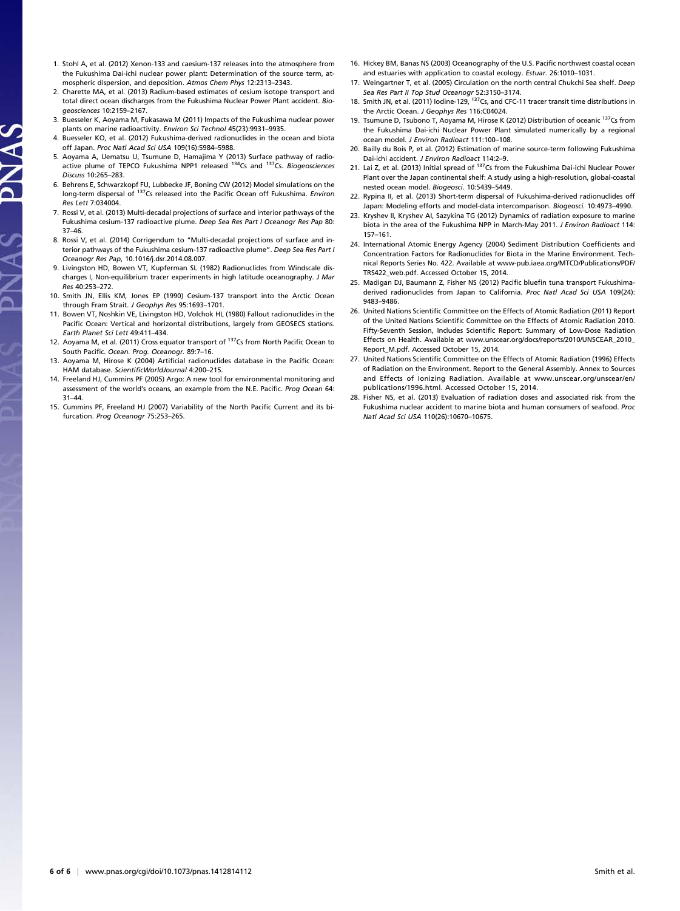1. Stohl A, et al. (2012) Xenon-133 and caesium-137 releases into the atmosphere from the Fukushima Dai-ichi nuclear power plant: Determination of the source term, atmospheric dispersion, and deposition. *Atmos Chem Phys* 12:2313–2343.
2. Charette MA, et al. (2013) Radium-based estimates of cesium isotope transport and total direct ocean discharges from the Fukushima Nuclear Power Plant accident. *Biogeosciences* 10:2159–2167.
3. Buesseler K, Aoyama M, Fukasawa M (2011) Impacts of the Fukushima nuclear power plants on marine radioactivity. *Environ Sci Technol* 45(23):9931–9935.
4. Buesseler KO, et al. (2012) Fukushima-derived radionuclides in the ocean and biota off Japan. *Proc Natl Acad Sci USA* 109(16):5984–5988.
5. Aoyama A, Uematsu U, Tsumune D, Hamajima Y (2013) Surface pathway of radioactive plume of TEPCO Fukushima NPP1 released $^{134}$Cs and $^{137}$Cs. *Biogeosciences Discuss* 10:265–283.
6. Behrens E, Schwarzkopf FU, Lubbecke JF, Boning CW (2012) Model simulations on the long-term dispersal of $^{137}$Cs released into the Pacific Ocean off Fukushima. *Environ Res Lett* 7:034004.
7. Rossi V, et al. (2013) Multi-decadal projections of surface and interior pathways of the Fukushima cesium-137 radioactive plume. *Deep Sea Res Part I Oceanogr Res Pap* 80: 37–46.
8. Rossi V, et al. (2014) Corrigendum to "Multi-decadal projections of surface and interior pathways of the Fukushima cesium-137 radioactive plume". *Deep Sea Res Part I Oceanogr Res Pap*, 10.1016/j.dsr.2014.08.007.
9. Livingston HD, Bowen VT, Kupferman SL (1982) Radionuclides from Windscale discharges I, Non-equilibrium tracer experiments in high latitude oceanography. *J Mar Res* 40:253–272.
10. Smith JN, Ellis KM, Jones EP (1990) Cesium-137 transport into the Arctic Ocean through Fram Strait. *J Geophys Res* 95:1693–1701.
11. Bowen VT, Noshkin VE, Livingston HD, Volchok HL (1980) Fallout radionuclides in the Pacific Ocean: Vertical and horizontal distributions, largely from GEOSECS stations. *Earth Planet Sci Lett* 49:411–434.
12. Aoyama M, et al. (2011) Cross equator transport of $^{137}$Cs from North Pacific Ocean to South Pacific. *Ocean. Prog. Oceanogr.* 89:7–16.
13. Aoyama M, Hirose K (2004) Artificial radionuclides database in the Pacific Ocean: HAM database. *ScientificWorldJournal* 4:200–215.
14. Freeland HJ, Cummins PF (2005) Argo: A new tool for environmental monitoring and assessment of the world's oceans, an example from the N.E. Pacific. *Prog Ocean* 64: 31–44.
15. Cummins PF, Freeland HJ (2007) Variability of the North Pacific Current and its bifurcation. *Prog Oceanogr* 75:253–265.
16. Hickey BM, Banas NS (2003) Oceanography of the U.S. Pacific northwest coastal ocean and estuaries with application to coastal ecology. *Estuar.* 26:1010–1031.
17. Weingartner T, et al. (2005) Circulation on the north central Chukchi Sea shelf. *Deep Sea Res Part II Top Stud Oceanogr* 52:3150–3174.
18. Smith JN, et al. (2011) Iodine-129, $^{137}$Cs, and CFC-11 tracer transit time distributions in the Arctic Ocean. *J Geophys Res* 116:C04024.
19. Tsumune D, Tsubono T, Aoyama M, Hirose K (2012) Distribution of oceanic $^{137}$Cs from the Fukushima Dai-ichi Nuclear Power Plant simulated numerically by a regional ocean model. *J Environ Radioact* 111:100–108.
20. Bailly du Bois P, et al. (2012) Estimation of marine source-term following Fukushima Dai-ichi accident. *J Environ Radioact* 114:2–9.
21. Lai Z, et al. (2013) Initial spread of $^{137}$Cs from the Fukushima Dai-ichi Nuclear Power Plant over the Japan continental shelf: A study using a high-resolution, global-coastal nested ocean model. *Biogeosci.* 10:5439–5449.
22. Rypina II, et al. (2013) Short-term dispersal of Fukushima-derived radionuclides off Japan: Modeling efforts and model-data intercomparison. *Biogeosci.* 10:4973–4990.
23. Kryshev II, Kryshev AI, Sazykina TG (2012) Dynamics of radiation exposure to marine biota in the area of the Fukushima NPP in March-May 2011. *J Environ Radioact* 114: 157–161.
24. International Atomic Energy Agency (2004) Sediment Distribution Coefficients and Concentration Factors for Radionuclides for Biota in the Marine Environment. Technical Reports Series No. 422. Available at www-pub.iaea.org/MTCD/Publications/PDF/TRS422_web.pdf. Accessed October 15, 2014.
25. Madigan DJ, Baumann Z, Fisher NS (2012) Pacific bluefin tuna transport Fukushima-derived radionuclides from Japan to California. *Proc Natl Acad Sci USA* 109(24): 9483–9486.
26. United Nations Scientific Committee on the Effects of Atomic Radiation (2011) Report of the United Nations Scientific Committee on the Effects of Atomic Radiation 2010. Fifty-Seventh Session, Includes Scientific Report: Summary of Low-Dose Radiation Effects on Health. Available at www.unscear.org/docs/reports/2010/UNSCEAR_2010_Report_M.pdf. Accessed October 15, 2014.
27. United Nations Scientific Committee on the Effects of Atomic Radiation (1996) Effects of Radiation on the Environment. Report to the General Assembly. Annex to Sources and Effects of Ionizing Radiation. Available at www.unscear.org/unscear/en/publications/1996.html. Accessed October 15, 2014.
28. Fisher NS, et al. (2013) Evaluation of radiation doses and associated risk from the Fukushima nuclear accident to marine biota and human consumers of seafood. *Proc Natl Acad Sci USA* 110(26):10670–10675.